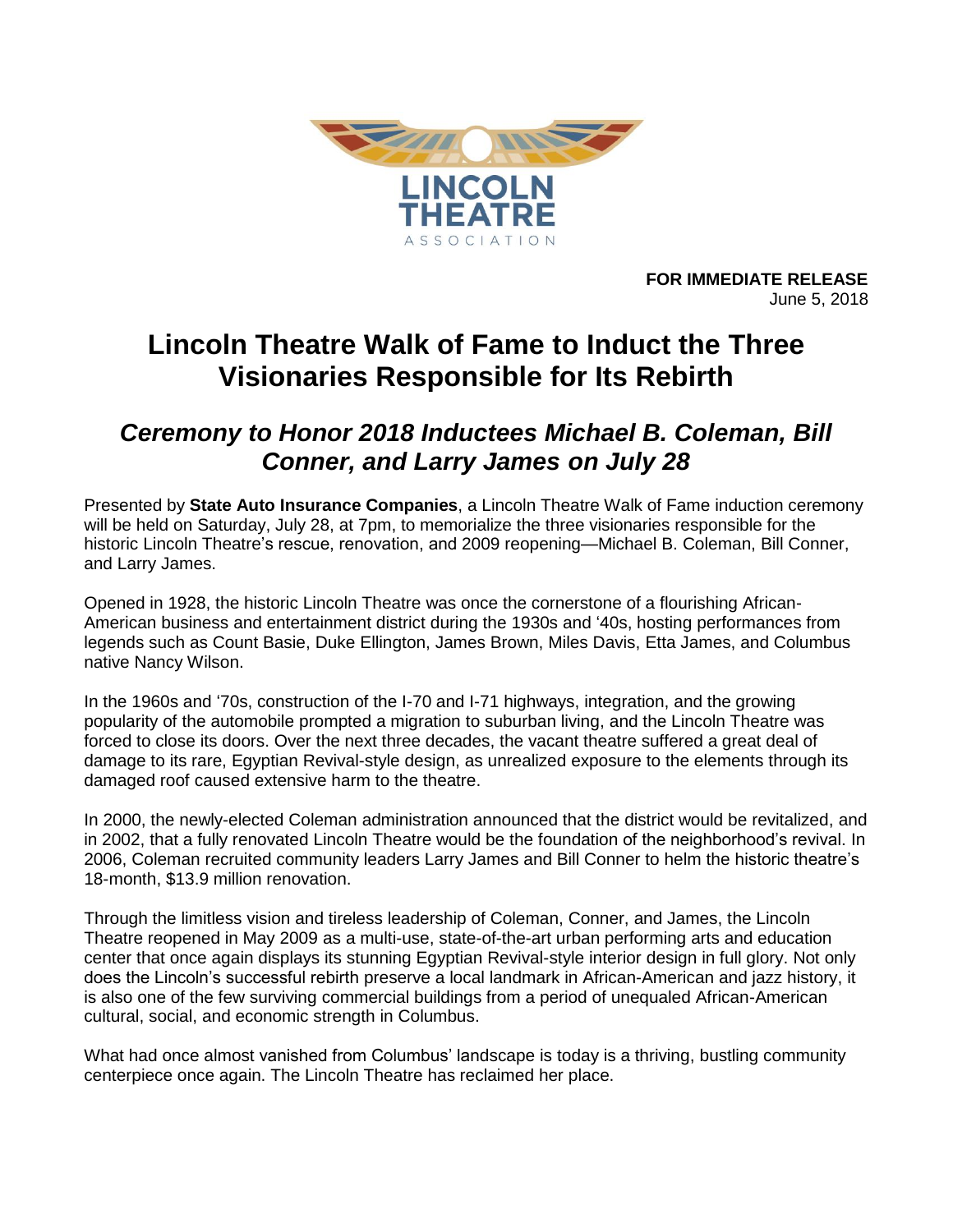LINCOLN THEATRE
ASSOCIATION

**FOR IMMEDIATE RELEASE**
June 5, 2018

# Lincoln Theatre Walk of Fame to Induct the Three Visionaries Responsible for Its Rebirth

## *Ceremony to Honor 2018 Inductees Michael B. Coleman, Bill Conner, and Larry James on July 28*

Presented by **State Auto Insurance Companies**, a Lincoln Theatre Walk of Fame induction ceremony will be held on Saturday, July 28, at 7pm, to memorialize the three visionaries responsible for the historic Lincoln Theatre's rescue, renovation, and 2009 reopening—Michael B. Coleman, Bill Conner, and Larry James.

Opened in 1928, the historic Lincoln Theatre was once the cornerstone of a flourishing African-American business and entertainment district during the 1930s and '40s, hosting performances from legends such as Count Basie, Duke Ellington, James Brown, Miles Davis, Etta James, and Columbus native Nancy Wilson.

In the 1960s and '70s, construction of the I-70 and I-71 highways, integration, and the growing popularity of the automobile prompted a migration to suburban living, and the Lincoln Theatre was forced to close its doors. Over the next three decades, the vacant theatre suffered a great deal of damage to its rare, Egyptian Revival-style design, as unrealized exposure to the elements through its damaged roof caused extensive harm to the theatre.

In 2000, the newly-elected Coleman administration announced that the district would be revitalized, and in 2002, that a fully renovated Lincoln Theatre would be the foundation of the neighborhood's revival. In 2006, Coleman recruited community leaders Larry James and Bill Conner to helm the historic theatre's 18-month, $13.9 million renovation.

Through the limitless vision and tireless leadership of Coleman, Conner, and James, the Lincoln Theatre reopened in May 2009 as a multi-use, state-of-the-art urban performing arts and education center that once again displays its stunning Egyptian Revival-style interior design in full glory. Not only does the Lincoln's successful rebirth preserve a local landmark in African-American and jazz history, it is also one of the few surviving commercial buildings from a period of unequaled African-American cultural, social, and economic strength in Columbus.

What had once almost vanished from Columbus' landscape is today is a thriving, bustling community centerpiece once again. The Lincoln Theatre has reclaimed her place.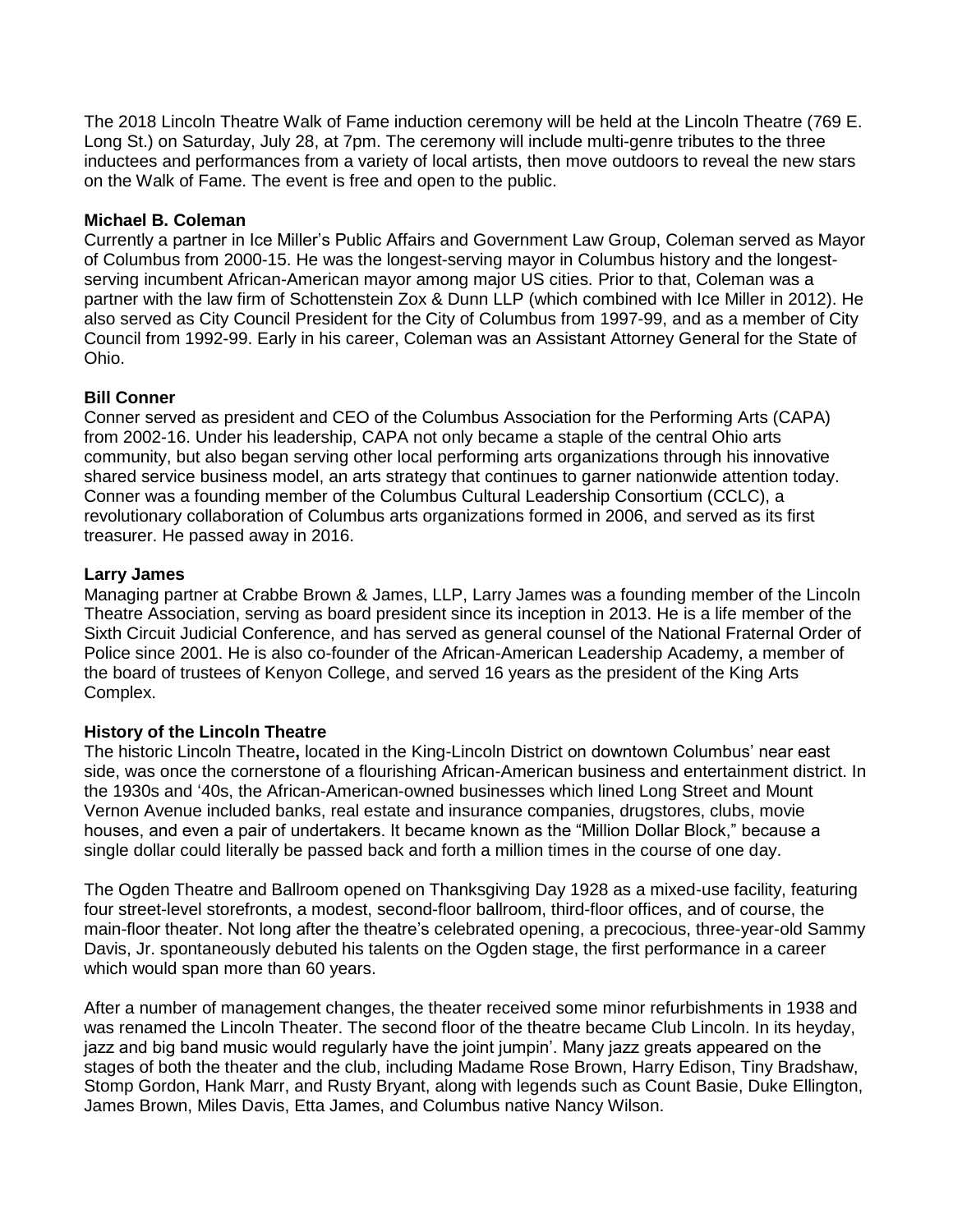The 2018 Lincoln Theatre Walk of Fame induction ceremony will be held at the Lincoln Theatre (769 E. Long St.) on Saturday, July 28, at 7pm. The ceremony will include multi-genre tributes to the three inductees and performances from a variety of local artists, then move outdoors to reveal the new stars on the Walk of Fame. The event is free and open to the public.

**Michael B. Coleman**
Currently a partner in Ice Miller's Public Affairs and Government Law Group, Coleman served as Mayor of Columbus from 2000-15. He was the longest-serving mayor in Columbus history and the longest-serving incumbent African-American mayor among major US cities. Prior to that, Coleman was a partner with the law firm of Schottenstein Zox & Dunn LLP (which combined with Ice Miller in 2012). He also served as City Council President for the City of Columbus from 1997-99, and as a member of City Council from 1992-99. Early in his career, Coleman was an Assistant Attorney General for the State of Ohio.

**Bill Conner**
Conner served as president and CEO of the Columbus Association for the Performing Arts (CAPA) from 2002-16. Under his leadership, CAPA not only became a staple of the central Ohio arts community, but also began serving other local performing arts organizations through his innovative shared service business model, an arts strategy that continues to garner nationwide attention today. Conner was a founding member of the Columbus Cultural Leadership Consortium (CCLC), a revolutionary collaboration of Columbus arts organizations formed in 2006, and served as its first treasurer. He passed away in 2016.

**Larry James**
Managing partner at Crabbe Brown & James, LLP, Larry James was a founding member of the Lincoln Theatre Association, serving as board president since its inception in 2013. He is a life member of the Sixth Circuit Judicial Conference, and has served as general counsel of the National Fraternal Order of Police since 2001. He is also co-founder of the African-American Leadership Academy, a member of the board of trustees of Kenyon College, and served 16 years as the president of the King Arts Complex.

**History of the Lincoln Theatre**
The historic Lincoln Theatre**,** located in the King-Lincoln District on downtown Columbus' near east side, was once the cornerstone of a flourishing African-American business and entertainment district. In the 1930s and '40s, the African-American-owned businesses which lined Long Street and Mount Vernon Avenue included banks, real estate and insurance companies, drugstores, clubs, movie houses, and even a pair of undertakers. It became known as the "Million Dollar Block," because a single dollar could literally be passed back and forth a million times in the course of one day.

The Ogden Theatre and Ballroom opened on Thanksgiving Day 1928 as a mixed-use facility, featuring four street-level storefronts, a modest, second-floor ballroom, third-floor offices, and of course, the main-floor theater. Not long after the theatre's celebrated opening, a precocious, three-year-old Sammy Davis, Jr. spontaneously debuted his talents on the Ogden stage, the first performance in a career which would span more than 60 years.

After a number of management changes, the theater received some minor refurbishments in 1938 and was renamed the Lincoln Theater. The second floor of the theatre became Club Lincoln. In its heyday, jazz and big band music would regularly have the joint jumpin'. Many jazz greats appeared on the stages of both the theater and the club, including Madame Rose Brown, Harry Edison, Tiny Bradshaw, Stomp Gordon, Hank Marr, and Rusty Bryant, along with legends such as Count Basie, Duke Ellington, James Brown, Miles Davis, Etta James, and Columbus native Nancy Wilson.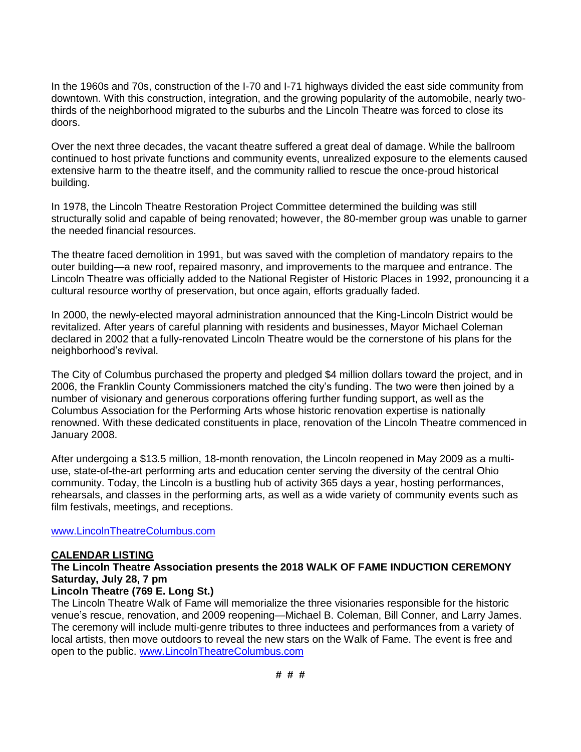In the 1960s and 70s, construction of the I-70 and I-71 highways divided the east side community from downtown. With this construction, integration, and the growing popularity of the automobile, nearly two-thirds of the neighborhood migrated to the suburbs and the Lincoln Theatre was forced to close its doors.

Over the next three decades, the vacant theatre suffered a great deal of damage. While the ballroom continued to host private functions and community events, unrealized exposure to the elements caused extensive harm to the theatre itself, and the community rallied to rescue the once-proud historical building.

In 1978, the Lincoln Theatre Restoration Project Committee determined the building was still structurally solid and capable of being renovated; however, the 80-member group was unable to garner the needed financial resources.

The theatre faced demolition in 1991, but was saved with the completion of mandatory repairs to the outer building—a new roof, repaired masonry, and improvements to the marquee and entrance. The Lincoln Theatre was officially added to the National Register of Historic Places in 1992, pronouncing it a cultural resource worthy of preservation, but once again, efforts gradually faded.

In 2000, the newly-elected mayoral administration announced that the King-Lincoln District would be revitalized. After years of careful planning with residents and businesses, Mayor Michael Coleman declared in 2002 that a fully-renovated Lincoln Theatre would be the cornerstone of his plans for the neighborhood's revival.

The City of Columbus purchased the property and pledged $4 million dollars toward the project, and in 2006, the Franklin County Commissioners matched the city's funding. The two were then joined by a number of visionary and generous corporations offering further funding support, as well as the Columbus Association for the Performing Arts whose historic renovation expertise is nationally renowned. With these dedicated constituents in place, renovation of the Lincoln Theatre commenced in January 2008.

After undergoing a $13.5 million, 18-month renovation, the Lincoln reopened in May 2009 as a multi-use, state-of-the-art performing arts and education center serving the diversity of the central Ohio community. Today, the Lincoln is a bustling hub of activity 365 days a year, hosting performances, rehearsals, and classes in the performing arts, as well as a wide variety of community events such as film festivals, meetings, and receptions.

[www.LincolnTheatreColumbus.com](http://www.LincolnTheatreColumbus.com)

**CALENDAR LISTING**

**The Lincoln Theatre Association presents the 2018 WALK OF FAME INDUCTION CEREMONY**
**Saturday, July 28, 7 pm**
**Lincoln Theatre (769 E. Long St.)**

The Lincoln Theatre Walk of Fame will memorialize the three visionaries responsible for the historic venue's rescue, renovation, and 2009 reopening—Michael B. Coleman, Bill Conner, and Larry James. The ceremony will include multi-genre tributes to three inductees and performances from a variety of local artists, then move outdoors to reveal the new stars on the Walk of Fame. The event is free and open to the public. [www.LincolnTheatreColumbus.com](http://www.LincolnTheatreColumbus.com)

# # #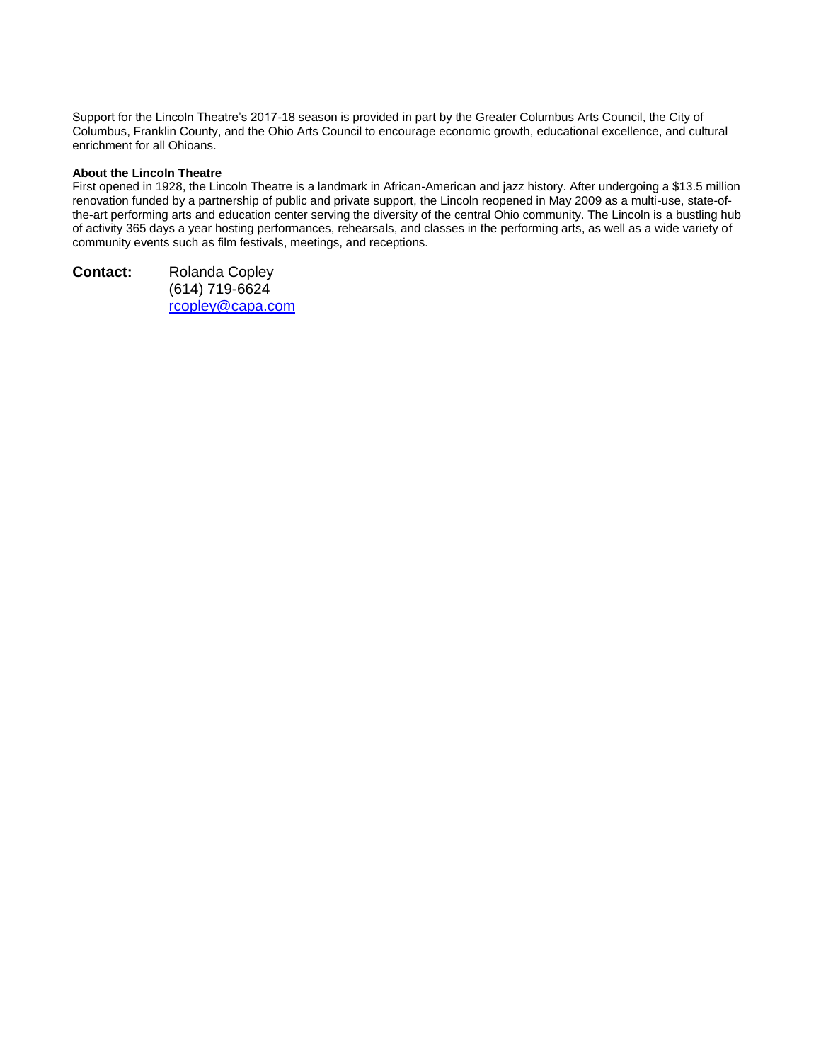Support for the Lincoln Theatre's 2017-18 season is provided in part by the Greater Columbus Arts Council, the City of Columbus, Franklin County, and the Ohio Arts Council to encourage economic growth, educational excellence, and cultural enrichment for all Ohioans.

**About the Lincoln Theatre**

First opened in 1928, the Lincoln Theatre is a landmark in African-American and jazz history. After undergoing a $13.5 million renovation funded by a partnership of public and private support, the Lincoln reopened in May 2009 as a multi-use, state-of-the-art performing arts and education center serving the diversity of the central Ohio community. The Lincoln is a bustling hub of activity 365 days a year hosting performances, rehearsals, and classes in the performing arts, as well as a wide variety of community events such as film festivals, meetings, and receptions.

**Contact:** Rolanda Copley
(614) 719-6624
rcopley@capa.com